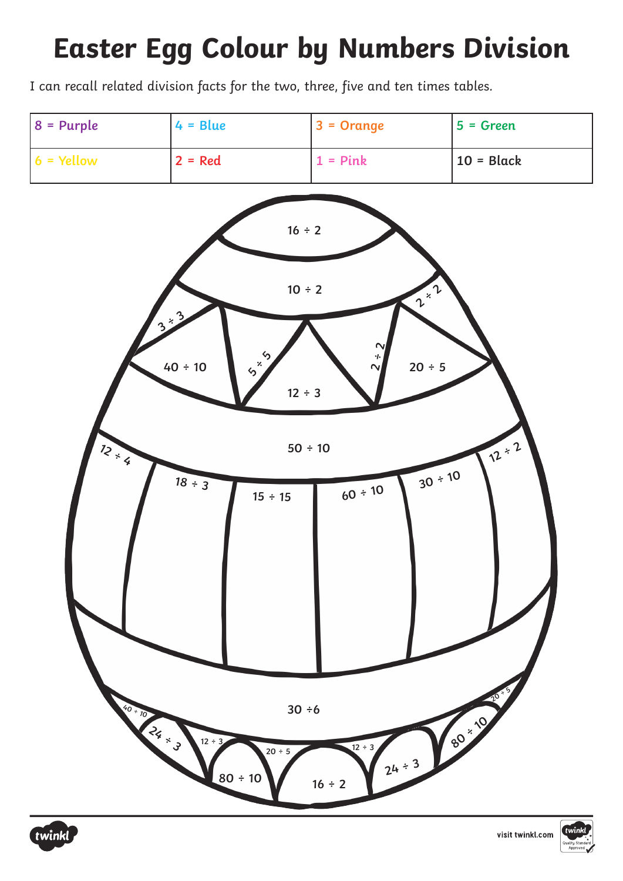# Easter Egg Colour by Numbers Division

I can recall related division facts for the two, three, five and ten times tables.

| 8 = Purple | 4 = Blue | 3 = Orange | 5 = Green |
|---|---|---|---|
| 6 = Yellow | 2 = Red | 1 = Pink | 10 = Black |

16 ÷ 2

10 ÷ 2

3 ÷ 3

2 ÷ 2

40 ÷ 10

5 ÷ 5

12 ÷ 3

2 ÷ 2

20 ÷ 5

50 ÷ 10

12 ÷ 4

12 ÷ 2

18 ÷ 3

15 ÷ 15

60 ÷ 10

30 ÷ 10

30 ÷ 6

40 ÷ 10

20 ÷ 5

24 ÷ 3

12 ÷ 3

20 ÷ 5

12 ÷ 3

80 ÷ 10

80 ÷ 10

16 ÷ 2

24 ÷ 3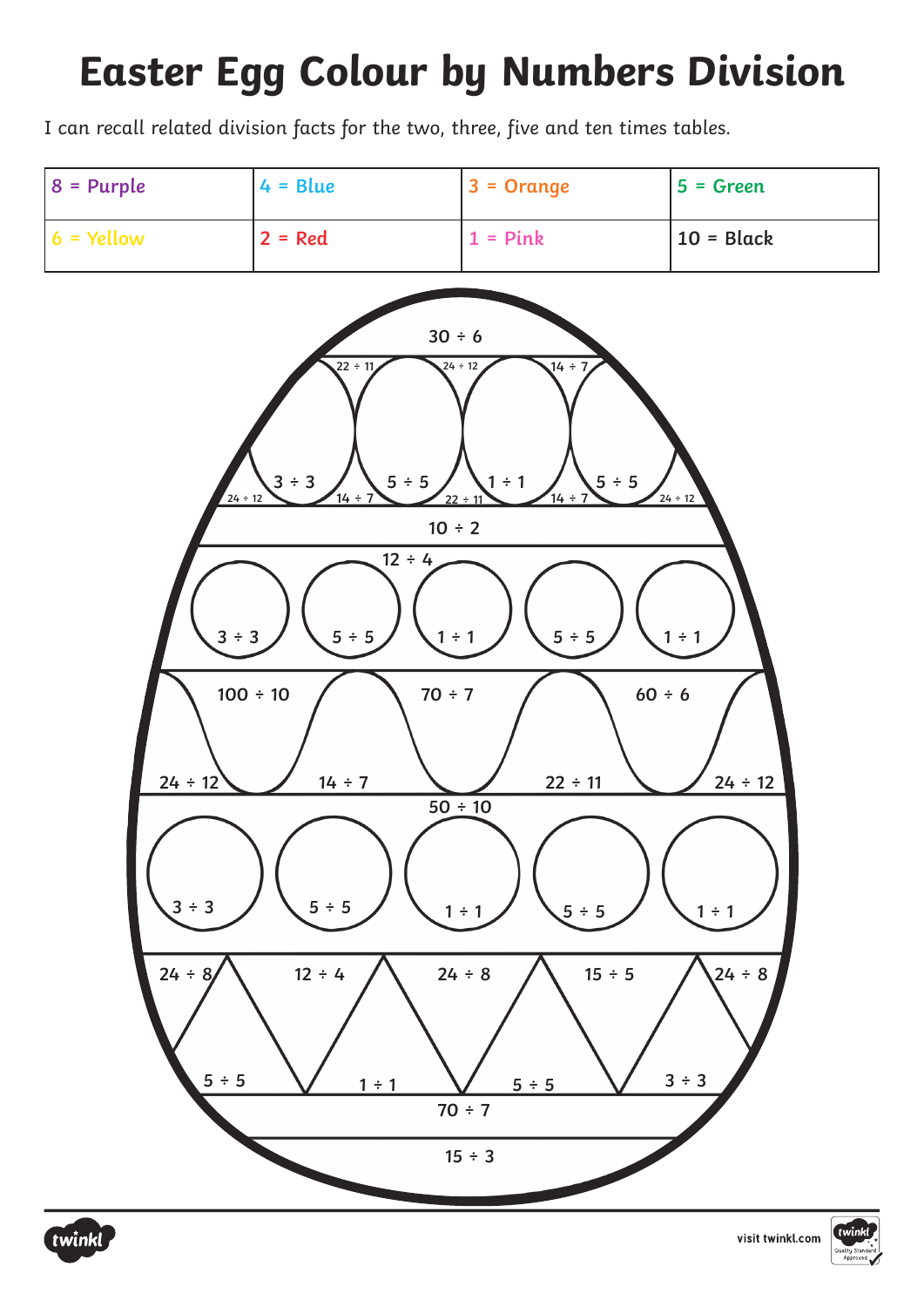# Easter Egg Colour by Numbers Division

I can recall related division facts for the two, three, five and ten times tables.

| 8 = Purple | 4 = Blue | 3 = Orange | 5 = Green |
| --- | --- | --- | --- |
| 6 = Yellow | 2 = Red | 1 = Pink | 10 = Black |

30 ÷ 6

22 ÷ 11    24 ÷ 12    14 ÷ 7

3 ÷ 3    5 ÷ 5    1 ÷ 1    5 ÷ 5

24 ÷ 12    14 ÷ 7    22 ÷ 11    14 ÷ 7    24 ÷ 12

10 ÷ 2

12 ÷ 4

3 ÷ 3    5 ÷ 5    1 ÷ 1    5 ÷ 5    1 ÷ 1

100 ÷ 10    70 ÷ 7    60 ÷ 6

24 ÷ 12    14 ÷ 7    22 ÷ 11    24 ÷ 12

50 ÷ 10

3 ÷ 3    5 ÷ 5    1 ÷ 1    5 ÷ 5    1 ÷ 1

24 ÷ 8    12 ÷ 4    24 ÷ 8    15 ÷ 5    24 ÷ 8

5 ÷ 5    1 ÷ 1    5 ÷ 5    3 ÷ 3

70 ÷ 7

15 ÷ 3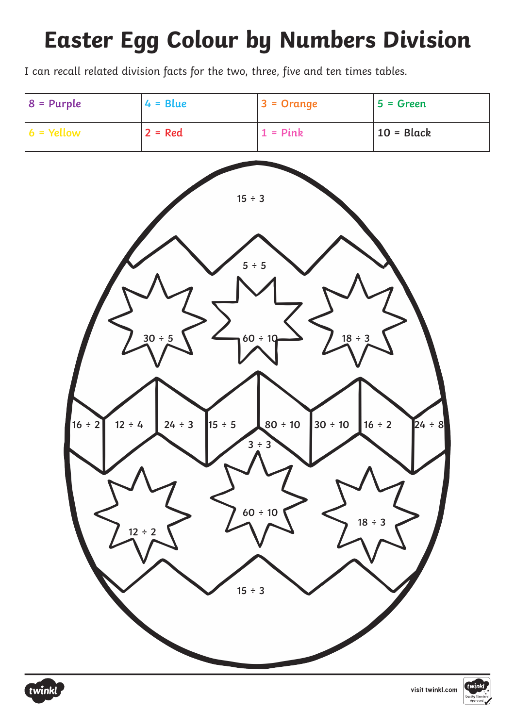# Easter Egg Colour by Numbers Division

I can recall related division facts for the two, three, five and ten times tables.

| 8 = Purple | 4 = Blue | 3 = Orange | 5 = Green |
|---|---|---|---|
| 6 = Yellow | 2 = Red | 1 = Pink | 10 = Black |

15 ÷ 3

5 ÷ 5

30 ÷ 5

60 ÷ 10

18 ÷ 3

16 ÷ 2

12 ÷ 4

24 ÷ 3

15 ÷ 5

80 ÷ 10

30 ÷ 10

16 ÷ 2

24 ÷ 8

3 ÷ 3

12 ÷ 2

60 ÷ 10

18 ÷ 3

15 ÷ 3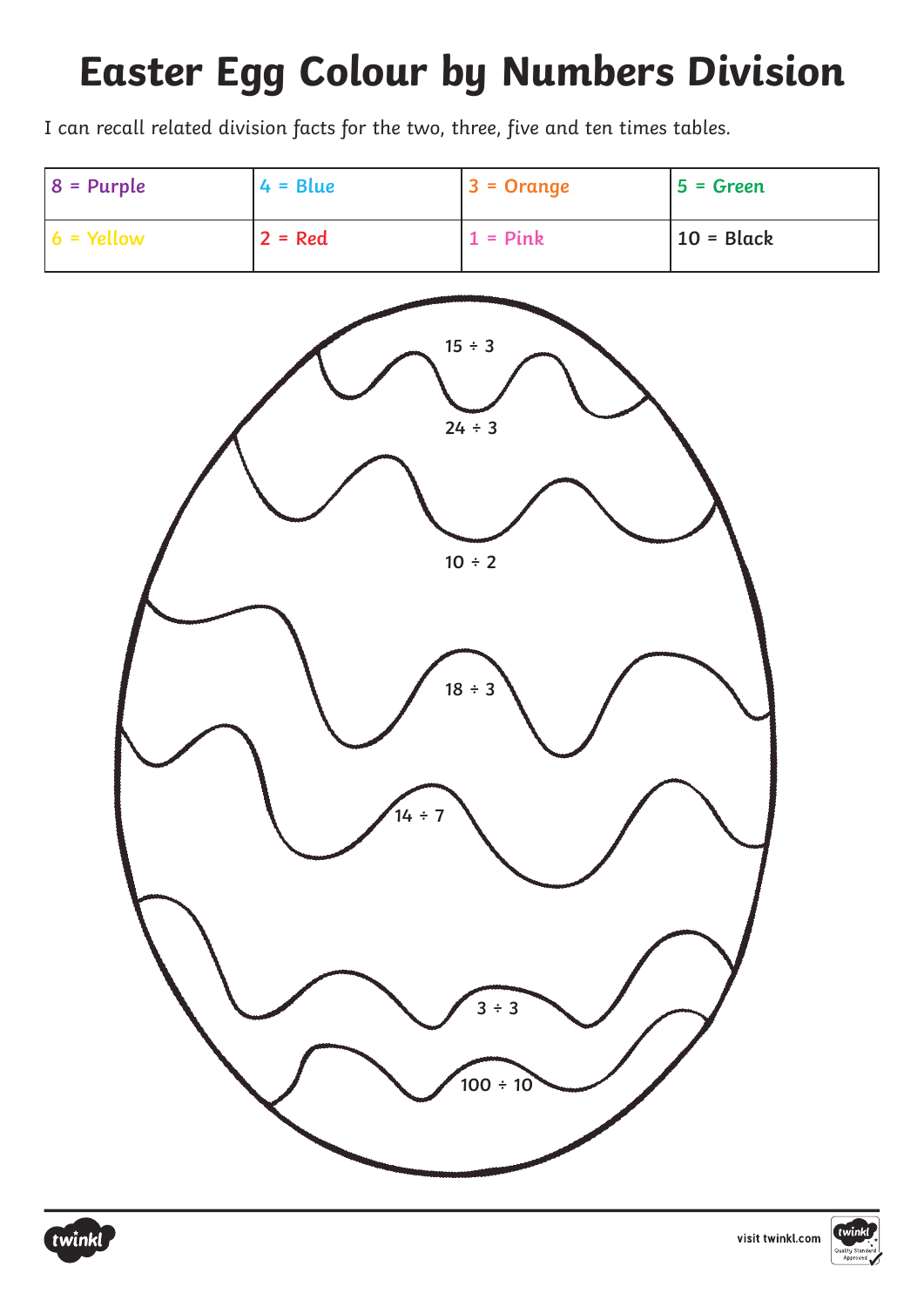# Easter Egg Colour by Numbers Division

*I can recall related division facts for the two, three, five and ten times tables.*

| | | | |
|---|---|---|---|
| 8 = Purple | 4 = Blue | 3 = Orange | 5 = Green |
| 6 = Yellow | 2 = Red | 1 = Pink | 10 = Black |

15 ÷ 3

24 ÷ 3

10 ÷ 2

18 ÷ 3

14 ÷ 7

3 ÷ 3

100 ÷ 10